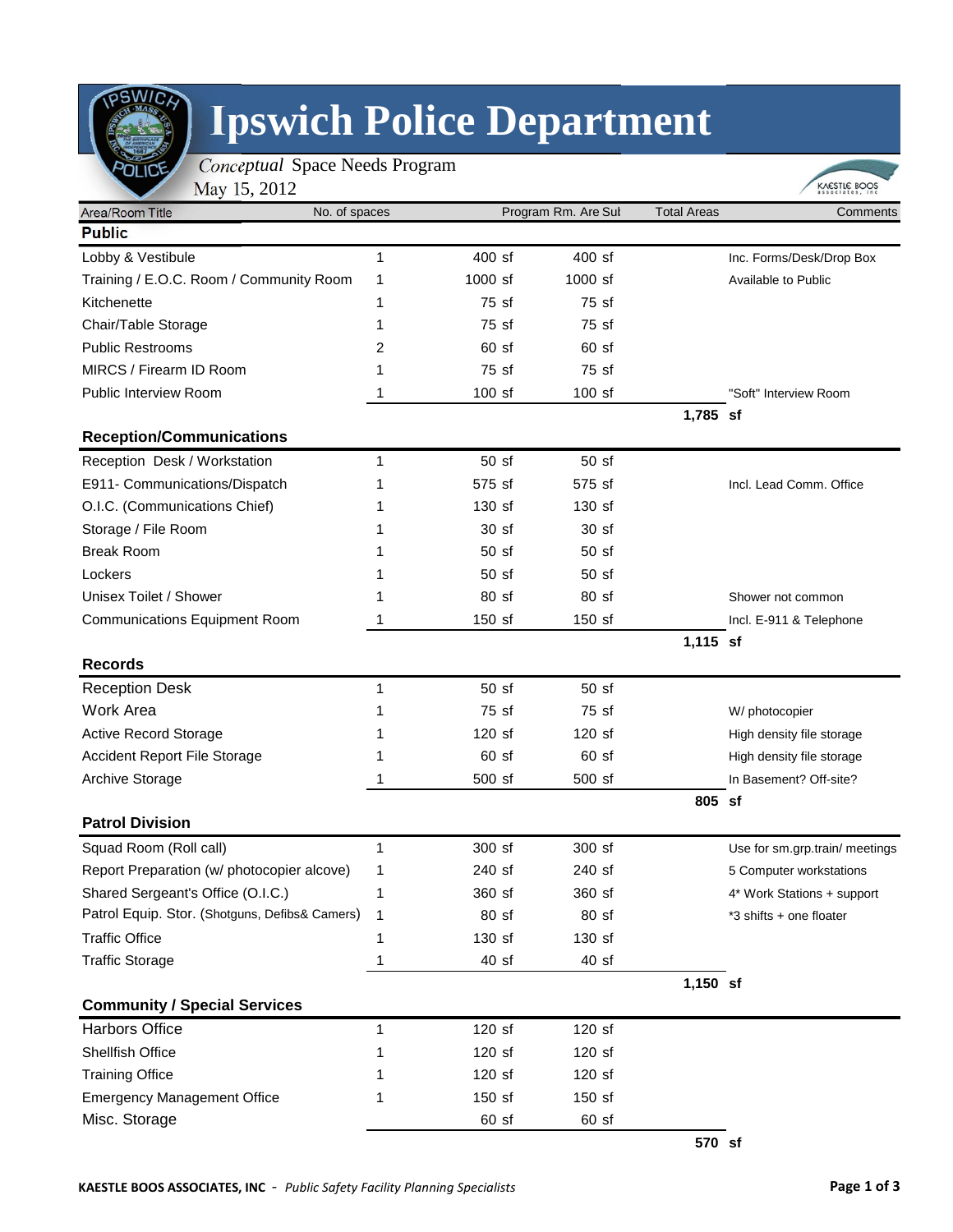# Ipswich Police Department

*Conceptual* Space Needs Program
May 15, 2012

| Area/Room Title | No. of spaces | Program Rm. Are Sul | | Total Areas | Comments |
|---|---|---|---|---|---|
| **Public** | | | | | |
| Lobby & Vestibule | 1 | 400 sf | 400 sf | | Inc. Forms/Desk/Drop Box |
| Training / E.O.C. Room / Community Room | 1 | 1000 sf | 1000 sf | | Available to Public |
| Kitchenette | 1 | 75 sf | 75 sf | | |
| Chair/Table Storage | 1 | 75 sf | 75 sf | | |
| Public Restrooms | 2 | 60 sf | 60 sf | | |
| MIRCS / Firearm ID Room | 1 | 75 sf | 75 sf | | |
| Public Interview Room | 1 | 100 sf | 100 sf | | "Soft" Interview Room |
| | | | | **1,785 sf** | |
| **Reception/Communications** | | | | | |
| Reception Desk / Workstation | 1 | 50 sf | 50 sf | | |
| E911- Communications/Dispatch | 1 | 575 sf | 575 sf | | Incl. Lead Comm. Office |
| O.I.C. (Communications Chief) | 1 | 130 sf | 130 sf | | |
| Storage / File Room | 1 | 30 sf | 30 sf | | |
| Break Room | 1 | 50 sf | 50 sf | | |
| Lockers | 1 | 50 sf | 50 sf | | |
| Unisex Toilet / Shower | 1 | 80 sf | 80 sf | | Shower not common |
| Communications Equipment Room | 1 | 150 sf | 150 sf | | Incl. E-911 & Telephone |
| | | | | **1,115 sf** | |
| **Records** | | | | | |
| Reception Desk | 1 | 50 sf | 50 sf | | |
| Work Area | 1 | 75 sf | 75 sf | | W/ photocopier |
| Active Record Storage | 1 | 120 sf | 120 sf | | High density file storage |
| Accident Report File Storage | 1 | 60 sf | 60 sf | | High density file storage |
| Archive Storage | 1 | 500 sf | 500 sf | | In Basement? Off-site? |
| | | | | **805 sf** | |
| **Patrol Division** | | | | | |
| Squad Room (Roll call) | 1 | 300 sf | 300 sf | | Use for sm.grp.train/ meetings |
| Report Preparation (w/ photocopier alcove) | 1 | 240 sf | 240 sf | | 5 Computer workstations |
| Shared Sergeant's Office (O.I.C.) | 1 | 360 sf | 360 sf | | 4* Work Stations + support |
| Patrol Equip. Stor. (Shotguns, Defibs& Camers) | 1 | 80 sf | 80 sf | | *3 shifts + one floater |
| Traffic Office | 1 | 130 sf | 130 sf | | |
| Traffic Storage | 1 | 40 sf | 40 sf | | |
| | | | | **1,150 sf** | |
| **Community / Special Services** | | | | | |
| Harbors Office | 1 | 120 sf | 120 sf | | |
| Shellfish Office | 1 | 120 sf | 120 sf | | |
| Training Office | 1 | 120 sf | 120 sf | | |
| Emergency Management Office | 1 | 150 sf | 150 sf | | |
| Misc. Storage | | 60 sf | 60 sf | | |
| | | | | **570 sf** | |

**KAESTLE BOOS ASSOCIATES, INC** - *Public Safety Facility Planning Specialists*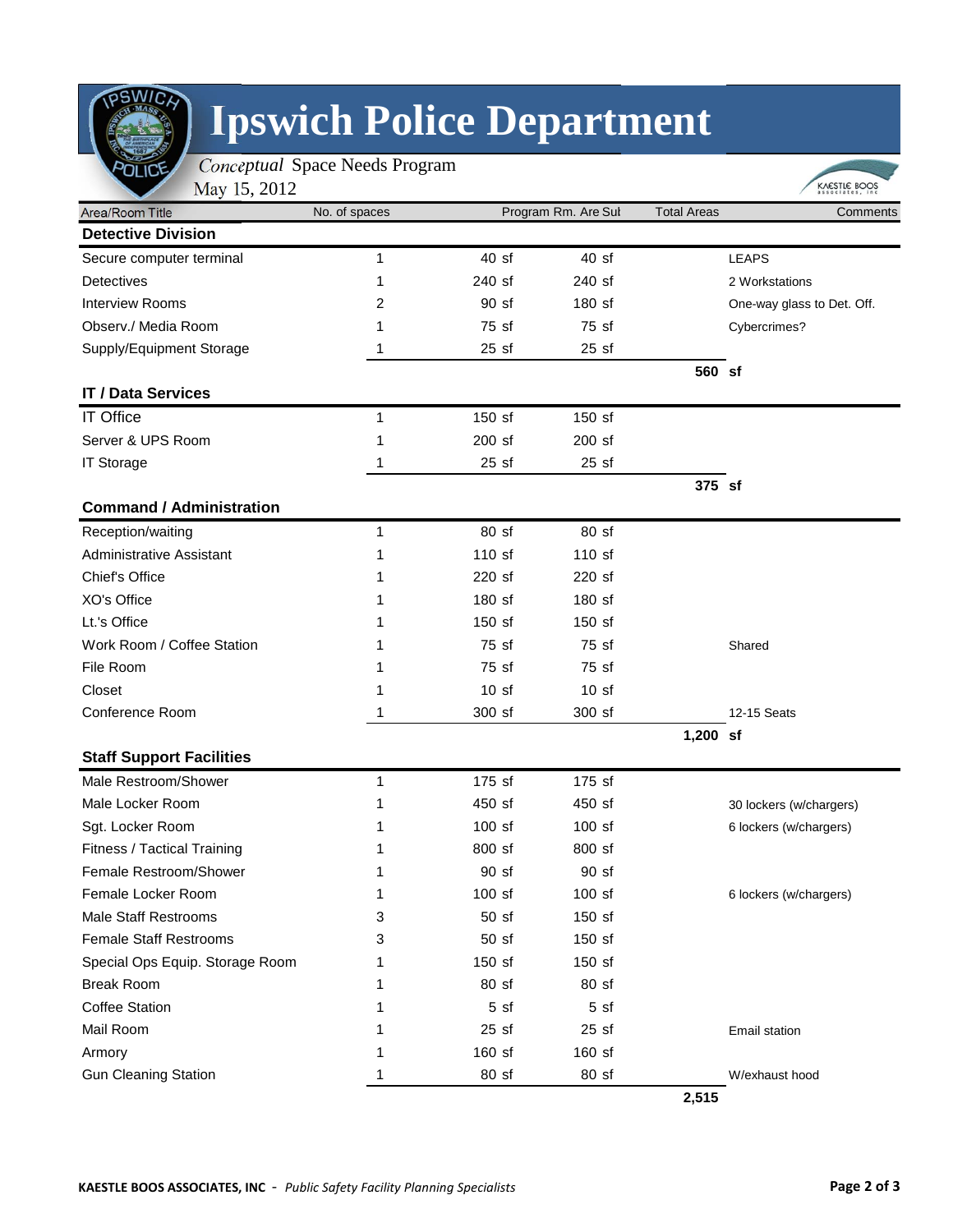# Ipswich Police Department

*Conceptual* Space Needs Program
May 15, 2012

| Area/Room Title | No. of spaces | Program Rm. Are Sul | | Total Areas | Comments |
|---|---|---|---|---|---|
| **Detective Division** | | | | | |
| Secure computer terminal | 1 | 40 sf | 40 sf | | LEAPS |
| Detectives | 1 | 240 sf | 240 sf | | 2 Workstations |
| Interview Rooms | 2 | 90 sf | 180 sf | | One-way glass to Det. Off. |
| Observ./ Media Room | 1 | 75 sf | 75 sf | | Cybercrimes? |
| Supply/Equipment Storage | 1 | 25 sf | 25 sf | | |
| | | | | **560 sf** | |
| **IT / Data Services** | | | | | |
| IT Office | 1 | 150 sf | 150 sf | | |
| Server & UPS Room | 1 | 200 sf | 200 sf | | |
| IT Storage | 1 | 25 sf | 25 sf | | |
| | | | | **375 sf** | |
| **Command / Administration** | | | | | |
| Reception/waiting | 1 | 80 sf | 80 sf | | |
| Administrative Assistant | 1 | 110 sf | 110 sf | | |
| Chief's Office | 1 | 220 sf | 220 sf | | |
| XO's Office | 1 | 180 sf | 180 sf | | |
| Lt.'s Office | 1 | 150 sf | 150 sf | | |
| Work Room / Coffee Station | 1 | 75 sf | 75 sf | | Shared |
| File Room | 1 | 75 sf | 75 sf | | |
| Closet | 1 | 10 sf | 10 sf | | |
| Conference Room | 1 | 300 sf | 300 sf | | 12-15 Seats |
| | | | | **1,200 sf** | |
| **Staff Support Facilities** | | | | | |
| Male Restroom/Shower | 1 | 175 sf | 175 sf | | |
| Male Locker Room | 1 | 450 sf | 450 sf | | 30 lockers (w/chargers) |
| Sgt. Locker Room | 1 | 100 sf | 100 sf | | 6 lockers (w/chargers) |
| Fitness / Tactical Training | 1 | 800 sf | 800 sf | | |
| Female Restroom/Shower | 1 | 90 sf | 90 sf | | |
| Female Locker Room | 1 | 100 sf | 100 sf | | 6 lockers (w/chargers) |
| Male Staff Restrooms | 3 | 50 sf | 150 sf | | |
| Female Staff Restrooms | 3 | 50 sf | 150 sf | | |
| Special Ops Equip. Storage Room | 1 | 150 sf | 150 sf | | |
| Break Room | 1 | 80 sf | 80 sf | | |
| Coffee Station | 1 | 5 sf | 5 sf | | |
| Mail Room | 1 | 25 sf | 25 sf | | Email station |
| Armory | 1 | 160 sf | 160 sf | | |
| Gun Cleaning Station | 1 | 80 sf | 80 sf | | W/exhaust hood |
| | | | | **2,515** | |

**KAESTLE BOOS ASSOCIATES, INC** - *Public Safety Facility Planning Specialists*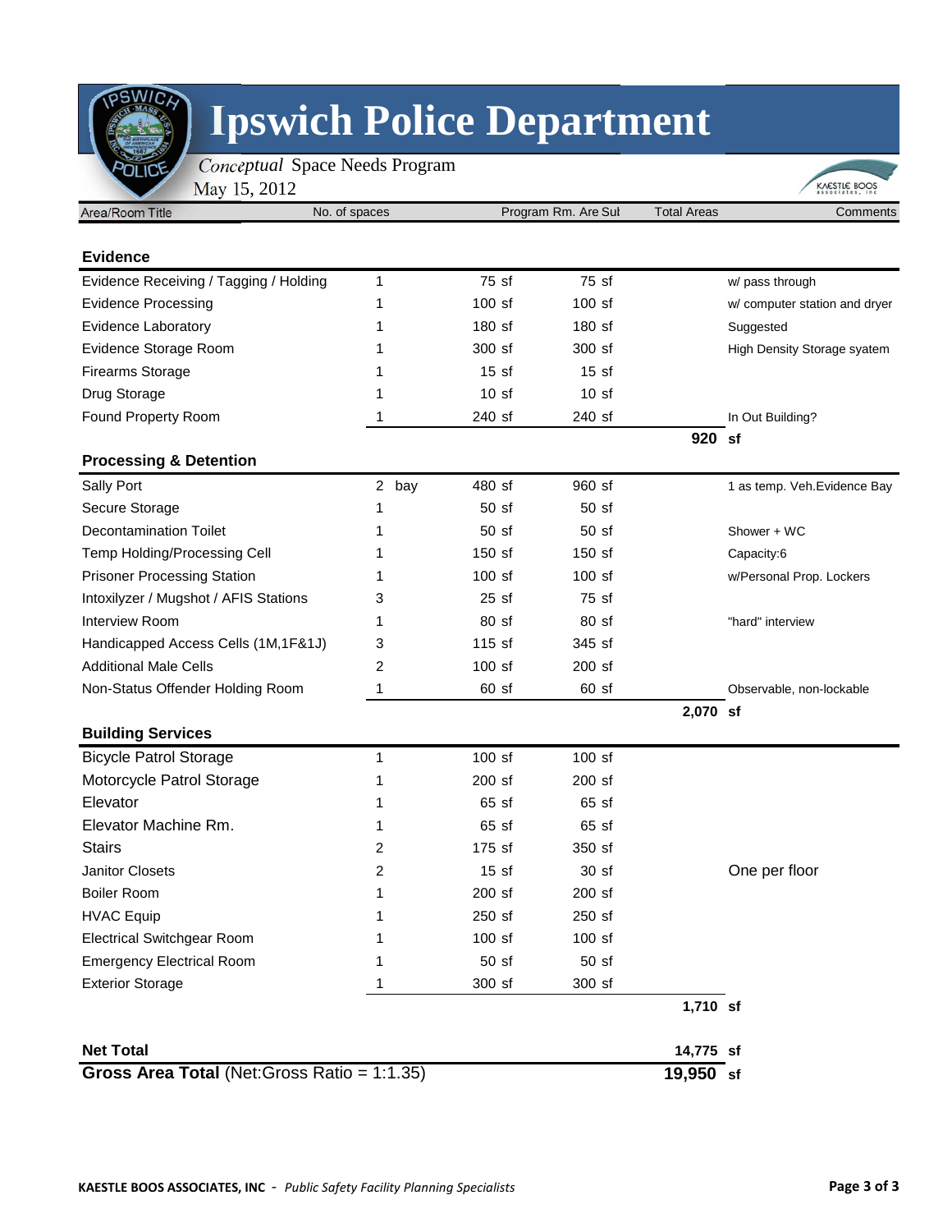# Ipswich Police Department

*Conceptual* Space Needs Program
May 15, 2012

| Area/Room Title | No. of spaces | Program Rm. Are Sul | | Total Areas | Comments |
|---|---|---|---|---|---|
| **Evidence** | | | | | |
| Evidence Receiving / Tagging / Holding | 1 | 75 sf | 75 sf | | w/ pass through |
| Evidence Processing | 1 | 100 sf | 100 sf | | w/ computer station and dryer |
| Evidence Laboratory | 1 | 180 sf | 180 sf | | Suggested |
| Evidence Storage Room | 1 | 300 sf | 300 sf | | High Density Storage syatem |
| Firearms Storage | 1 | 15 sf | 15 sf | | |
| Drug Storage | 1 | 10 sf | 10 sf | | |
| Found Property Room | 1 | 240 sf | 240 sf | | In Out Building? |
| | | | | **920 sf** | |
| **Processing & Detention** | | | | | |
| Sally Port | 2 bay | 480 sf | 960 sf | | 1 as temp. Veh.Evidence Bay |
| Secure Storage | 1 | 50 sf | 50 sf | | |
| Decontamination Toilet | 1 | 50 sf | 50 sf | | Shower + WC |
| Temp Holding/Processing Cell | 1 | 150 sf | 150 sf | | Capacity:6 |
| Prisoner Processing Station | 1 | 100 sf | 100 sf | | w/Personal Prop. Lockers |
| Intoxilyzer / Mugshot / AFIS Stations | 3 | 25 sf | 75 sf | | |
| Interview Room | 1 | 80 sf | 80 sf | | "hard" interview |
| Handicapped Access Cells (1M,1F&1J) | 3 | 115 sf | 345 sf | | |
| Additional Male Cells | 2 | 100 sf | 200 sf | | |
| Non-Status Offender Holding Room | 1 | 60 sf | 60 sf | | Observable, non-lockable |
| | | | | **2,070 sf** | |
| **Building Services** | | | | | |
| Bicycle Patrol Storage | 1 | 100 sf | 100 sf | | |
| Motorcycle Patrol Storage | 1 | 200 sf | 200 sf | | |
| Elevator | 1 | 65 sf | 65 sf | | |
| Elevator Machine Rm. | 1 | 65 sf | 65 sf | | |
| Stairs | 2 | 175 sf | 350 sf | | |
| Janitor Closets | 2 | 15 sf | 30 sf | | One per floor |
| Boiler Room | 1 | 200 sf | 200 sf | | |
| HVAC Equip | 1 | 250 sf | 250 sf | | |
| Electrical Switchgear Room | 1 | 100 sf | 100 sf | | |
| Emergency Electrical Room | 1 | 50 sf | 50 sf | | |
| Exterior Storage | 1 | 300 sf | 300 sf | | |
| | | | | **1,710 sf** | |
| **Net Total** | | | | **14,775 sf** | |
| **Gross Area Total** (Net:Gross Ratio = 1:1.35) | | | | **19,950 sf** | |

**KAESTLE BOOS ASSOCIATES, INC** - *Public Safety Facility Planning Specialists*